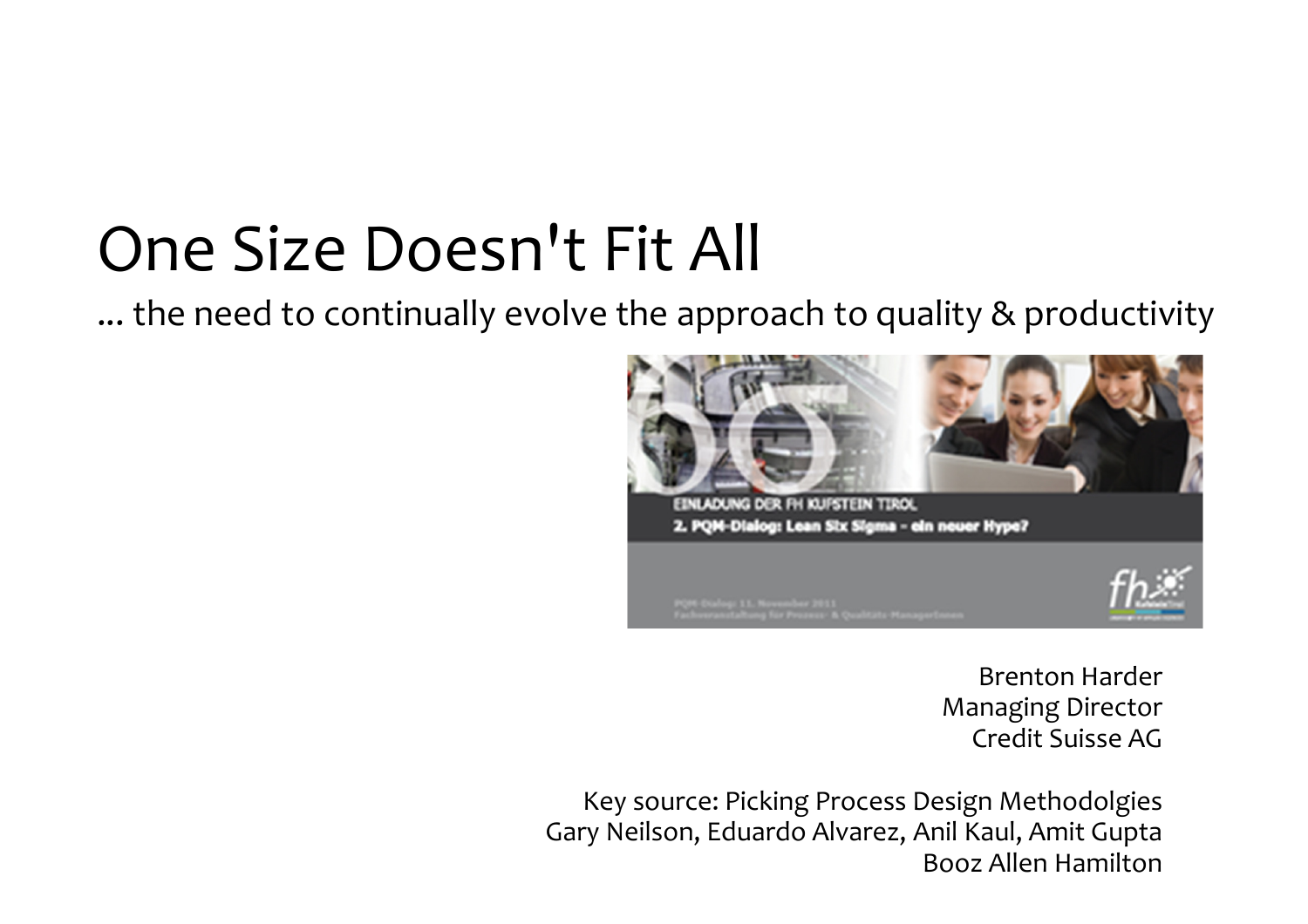# One Size Doesn't Fit All

... the need to continually evolve the approach to quality & productivity

Brenton Harder
Managing Director
Credit Suisse AG

Key source: Picking Process Design Methodolgies
Gary Neilson, Eduardo Alvarez, Anil Kaul, Amit Gupta
Booz Allen Hamilton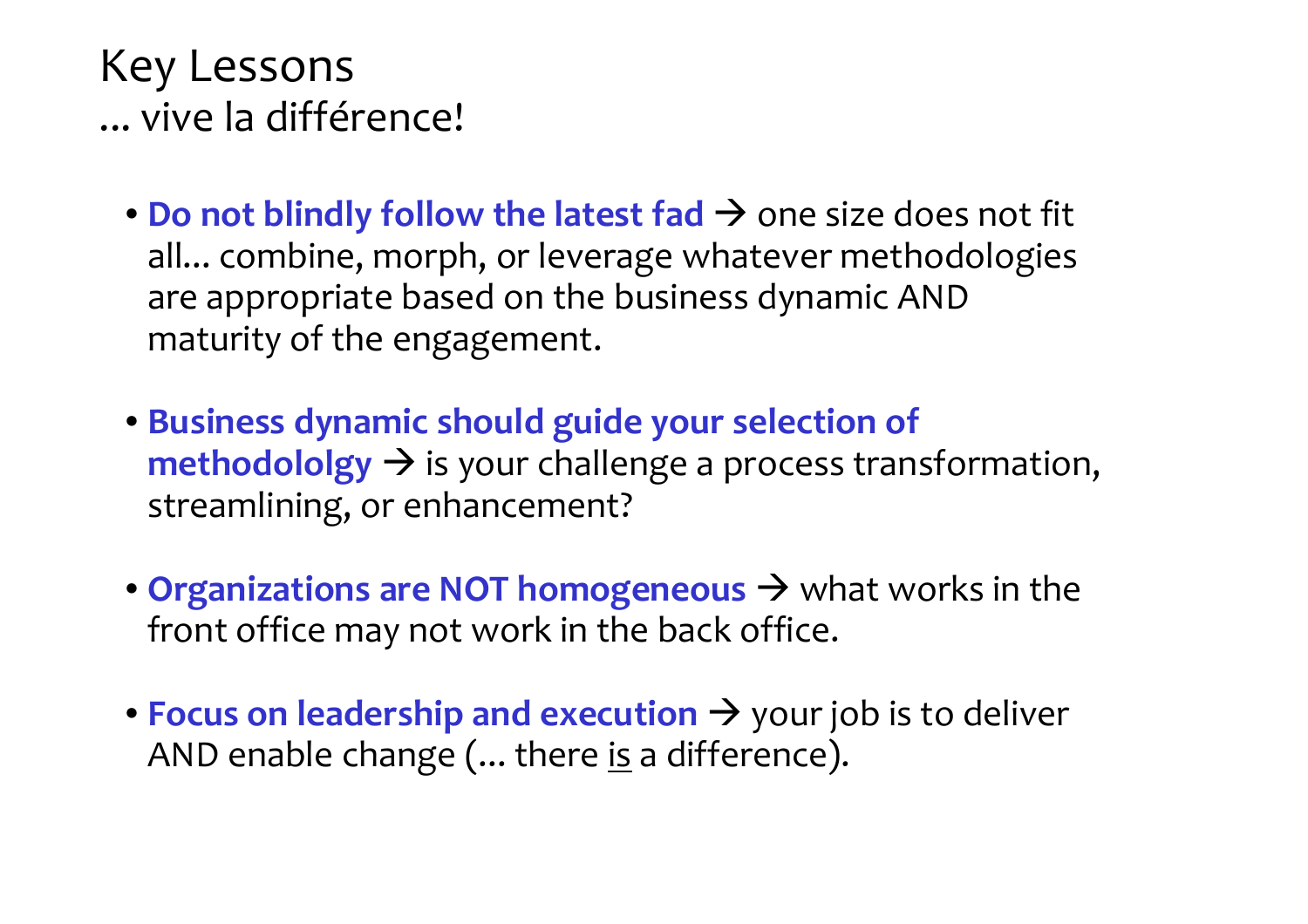# Key Lessons

## ... vive la différence!

- **Do not blindly follow the latest fad** → one size does not fit all... combine, morph, or leverage whatever methodologies are appropriate based on the business dynamic AND maturity of the engagement.

- **Business dynamic should guide your selection of methodololgy** → is your challenge a process transformation, streamlining, or enhancement?

- **Organizations are NOT homogeneous** → what works in the front office may not work in the back office.

- **Focus on leadership and execution** → your job is to deliver AND enable change (... there <u>is</u> a difference).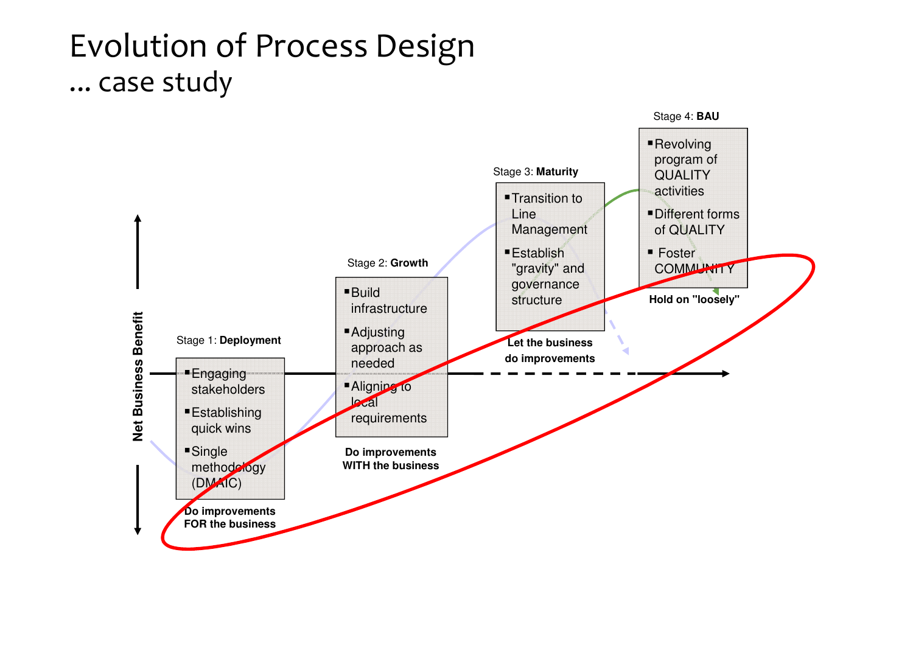# Evolution of Process Design

## ... case study

**Net Business Benefit**

### Stage 1: **Deployment**

- Engaging stakeholders
- Establishing quick wins
- Single methodology (DMAIC)

**Do improvements FOR the business**

### Stage 2: **Growth**

- Build infrastructure
- Adjusting approach as needed
- Aligning to local requirements

**Do improvements WITH the business**

### Stage 3: **Maturity**

- Transition to Line Management
- Establish "gravity" and governance structure

**Let the business do improvements**

### Stage 4: **BAU**

- Revolving program of QUALITY activities
- Different forms of QUALITY
- Foster COMMUNITY

**Hold on "loosely"**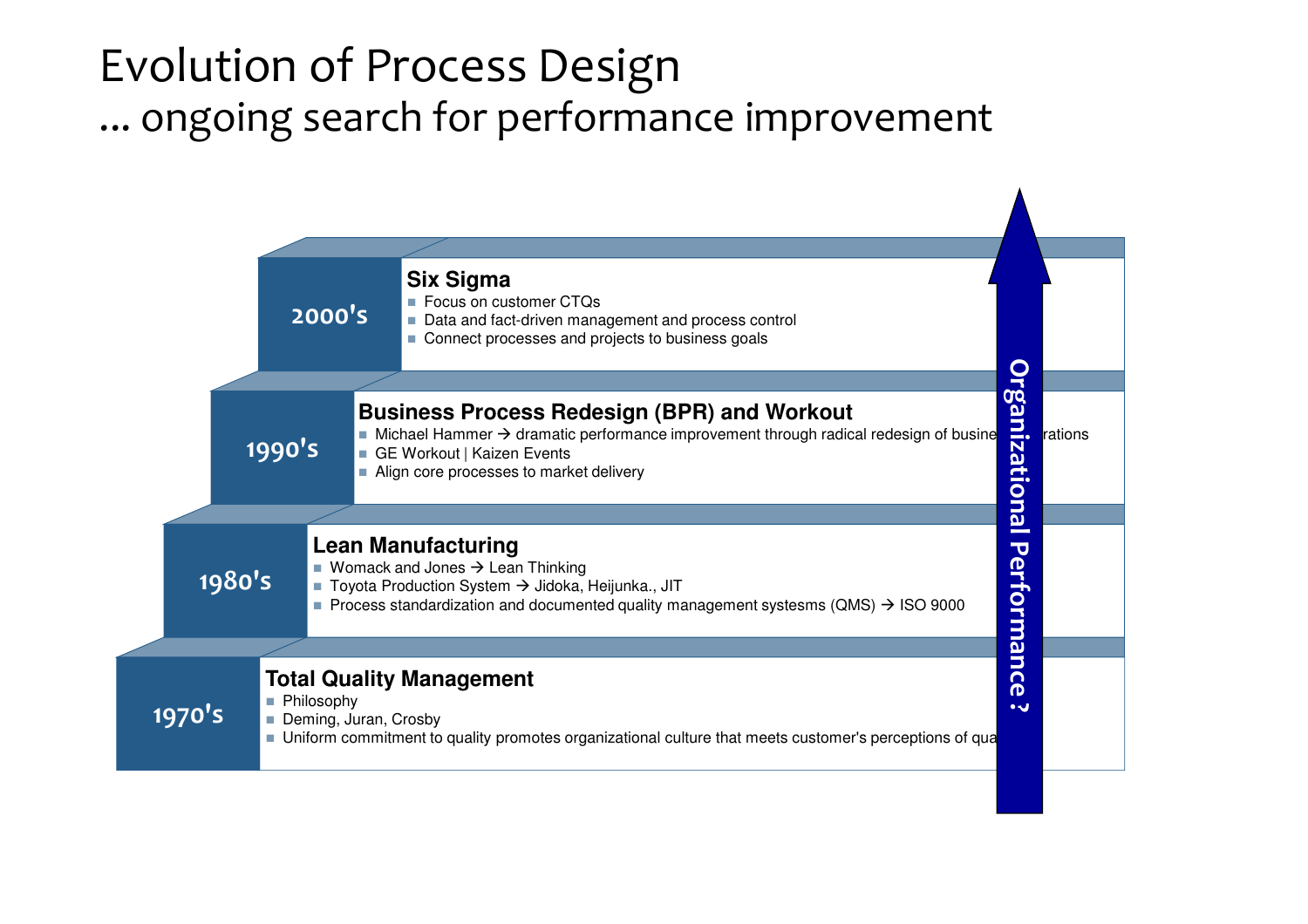# Evolution of Process Design

## … ongoing search for performance improvement

**2000's**

### Six Sigma

- Focus on customer CTQs
- Data and fact-driven management and process control
- Connect processes and projects to business goals

**1990's**

### Business Process Redesign (BPR) and Workout

- Michael Hammer → dramatic performance improvement through radical redesign of business operations
- GE Workout | Kaizen Events
- Align core processes to market delivery

**1980's**

### Lean Manufacturing

- Womack and Jones → Lean Thinking
- Toyota Production System → Jidoka, Heijunka., JIT
- Process standardization and documented quality management systesms (QMS) → ISO 9000

**1970's**

### Total Quality Management

- Philosophy
- Deming, Juran, Crosby
- Uniform commitment to quality promotes organizational culture that meets customer's perceptions of qua

Organizational Performance ?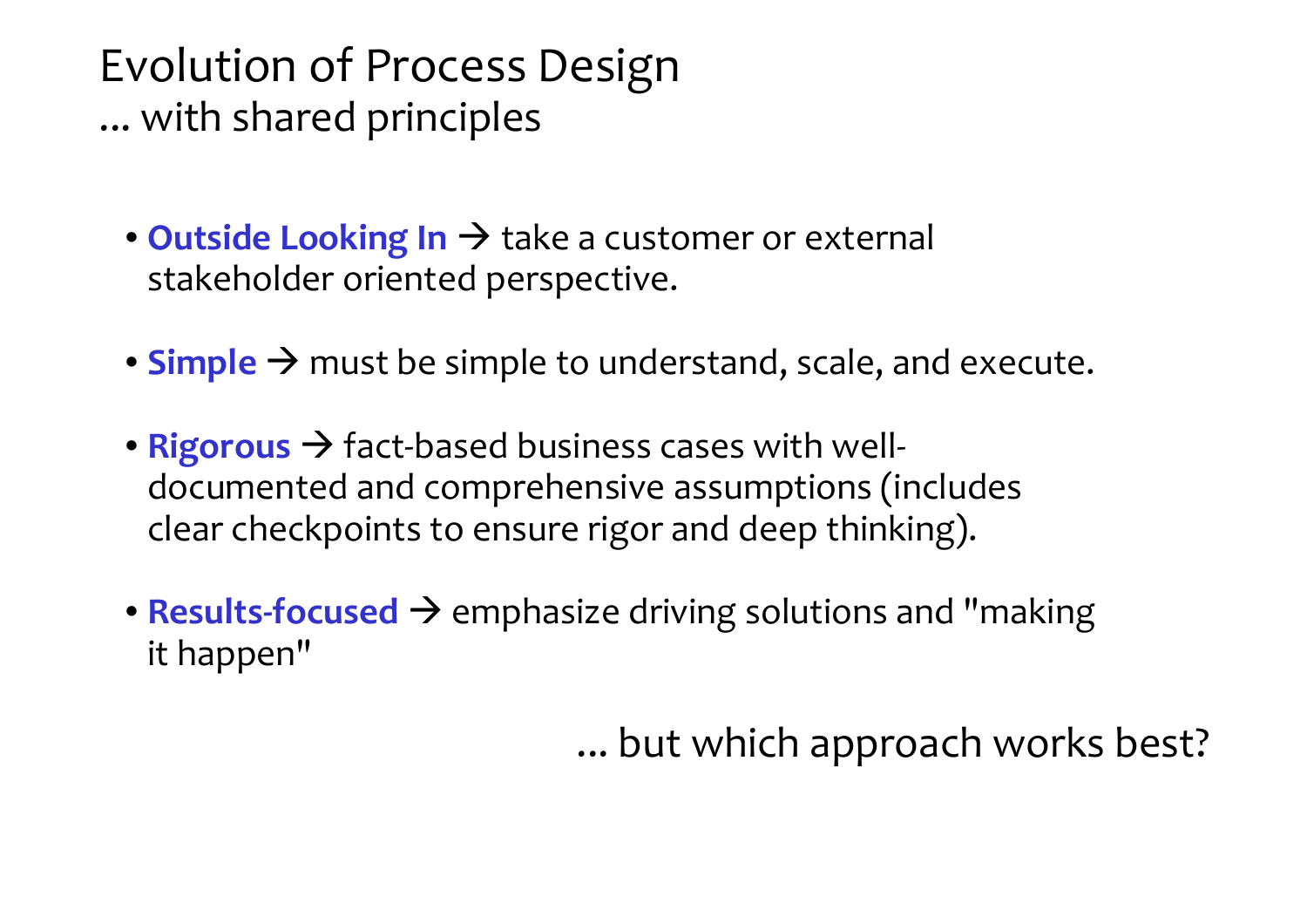# Evolution of Process Design

... with shared principles

- **Outside Looking In** → take a customer or external stakeholder oriented perspective.
- **Simple** → must be simple to understand, scale, and execute.
- **Rigorous** → fact-based business cases with well-documented and comprehensive assumptions (includes clear checkpoints to ensure rigor and deep thinking).
- **Results-focused** → emphasize driving solutions and "making it happen"

... but which approach works best?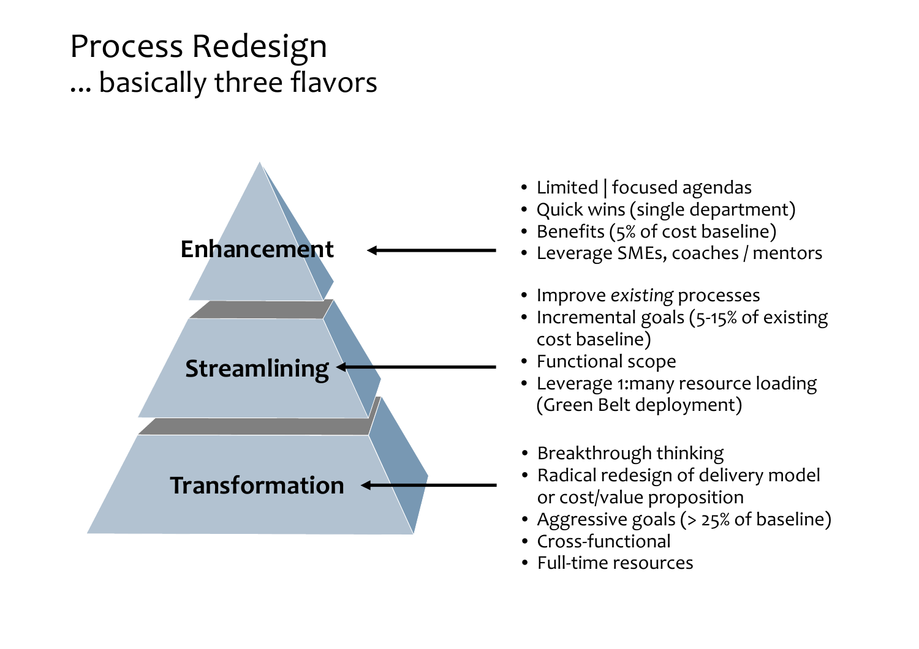# Process Redesign

## … basically three flavors

**Enhancement**

- Limited | focused agendas
- Quick wins (single department)
- Benefits (5% of cost baseline)
- Leverage SMEs, coaches / mentors

**Streamlining**

- Improve *existing* processes
- Incremental goals (5-15% of existing cost baseline)
- Functional scope
- Leverage 1:many resource loading (Green Belt deployment)

**Transformation**

- Breakthrough thinking
- Radical redesign of delivery model or cost/value proposition
- Aggressive goals (> 25% of baseline)
- Cross-functional
- Full-time resources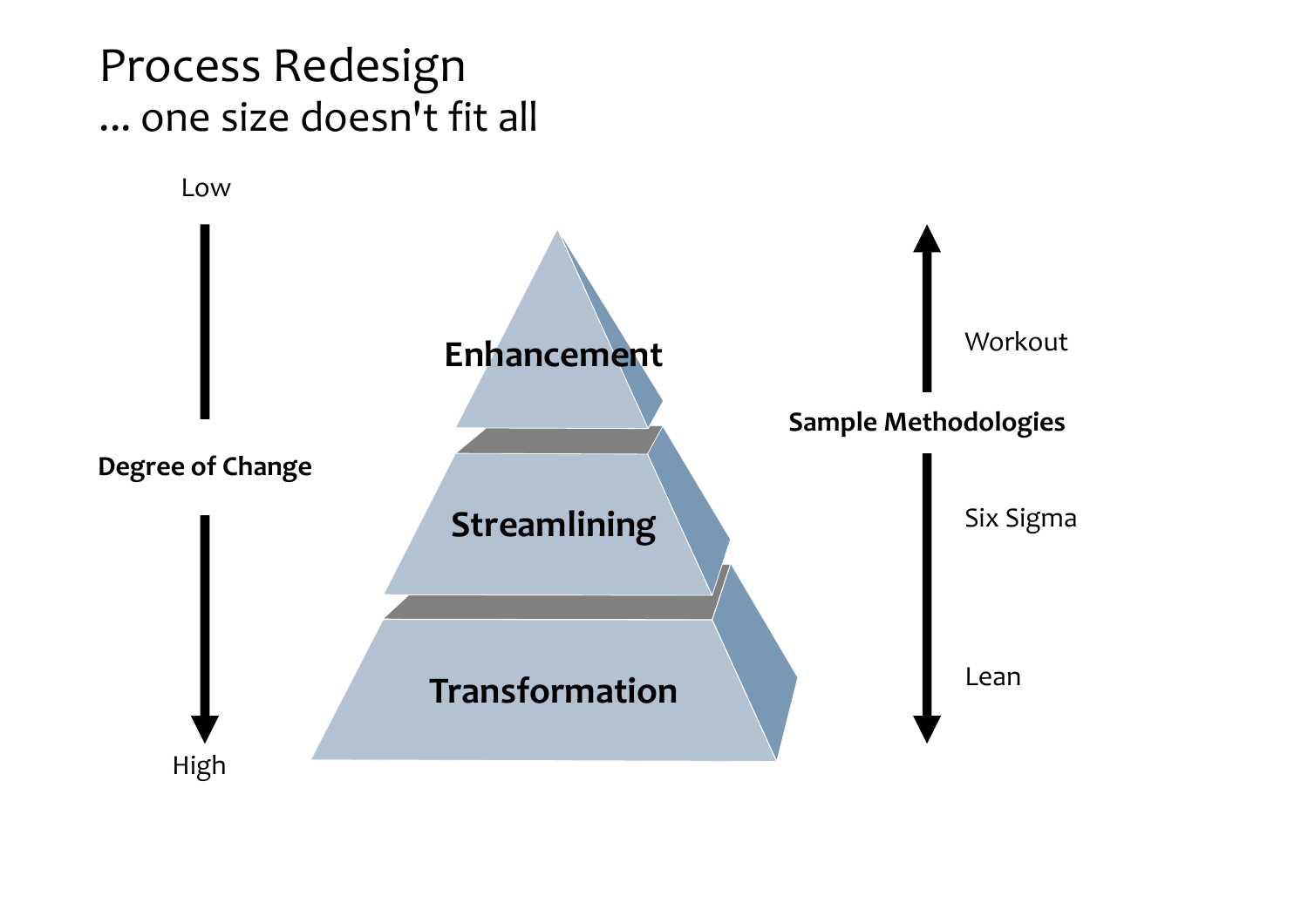# Process Redesign

## ... one size doesn't fit all

Low

**Degree of Change**

High

**Enhancement**

**Streamlining**

**Transformation**

Workout

**Sample Methodologies**

Six Sigma

Lean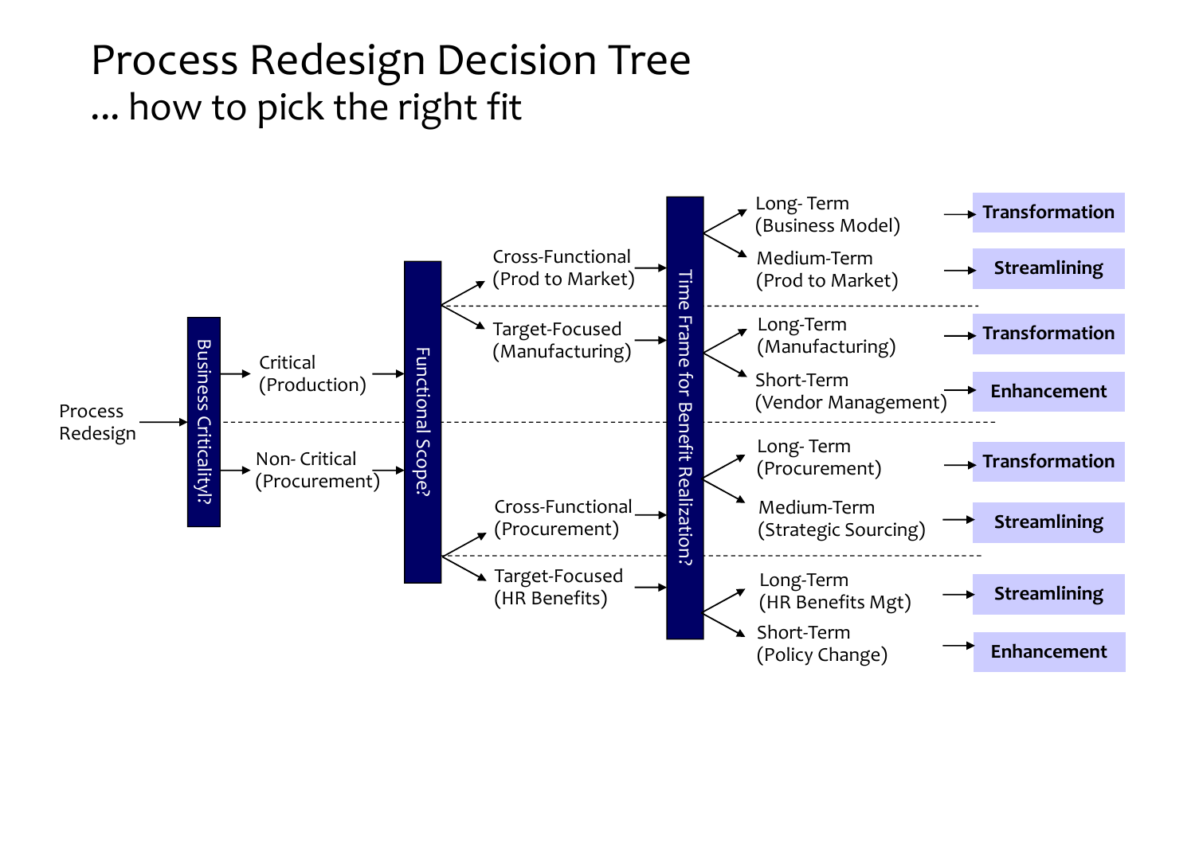# Process Redesign Decision Tree

## ... how to pick the right fit

- **Process Redesign** → Business Criticality?
  - **Critical (Production)** → Functional Scope?
    - **Cross-Functional (Prod to Market)** → Time Frame for Benefit Realization?
      - Long- Term (Business Model) → **Transformation**
      - Medium-Term (Prod to Market) → **Streamlining**
    - **Target-Focused (Manufacturing)** → Time Frame for Benefit Realization?
      - Long-Term (Manufacturing) → **Transformation**
      - Short-Term (Vendor Management) → **Enhancement**
  - **Non- Critical (Procurement)** → Functional Scope?
    - **Cross-Functional (Procurement)** → Time Frame for Benefit Realization?
      - Long- Term (Procurement) → **Transformation**
      - Medium-Term (Strategic Sourcing) → **Streamlining**
    - **Target-Focused (HR Benefits)** → Time Frame for Benefit Realization?
      - Long-Term (HR Benefits Mgt) → **Streamlining**
      - Short-Term (Policy Change) → **Enhancement**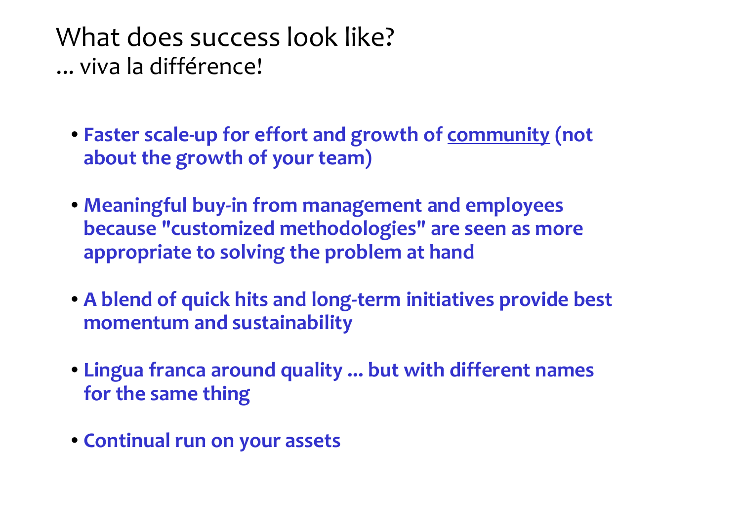# What does success look like?

... viva la différence!

- **Faster scale-up for effort and growth of <u>community</u> (not about the growth of your team)**
- **Meaningful buy-in from management and employees because "customized methodologies" are seen as more appropriate to solving the problem at hand**
- **A blend of quick hits and long-term initiatives provide best momentum and sustainability**
- **Lingua franca around quality ... but with different names for the same thing**
- **Continual run on your assets**